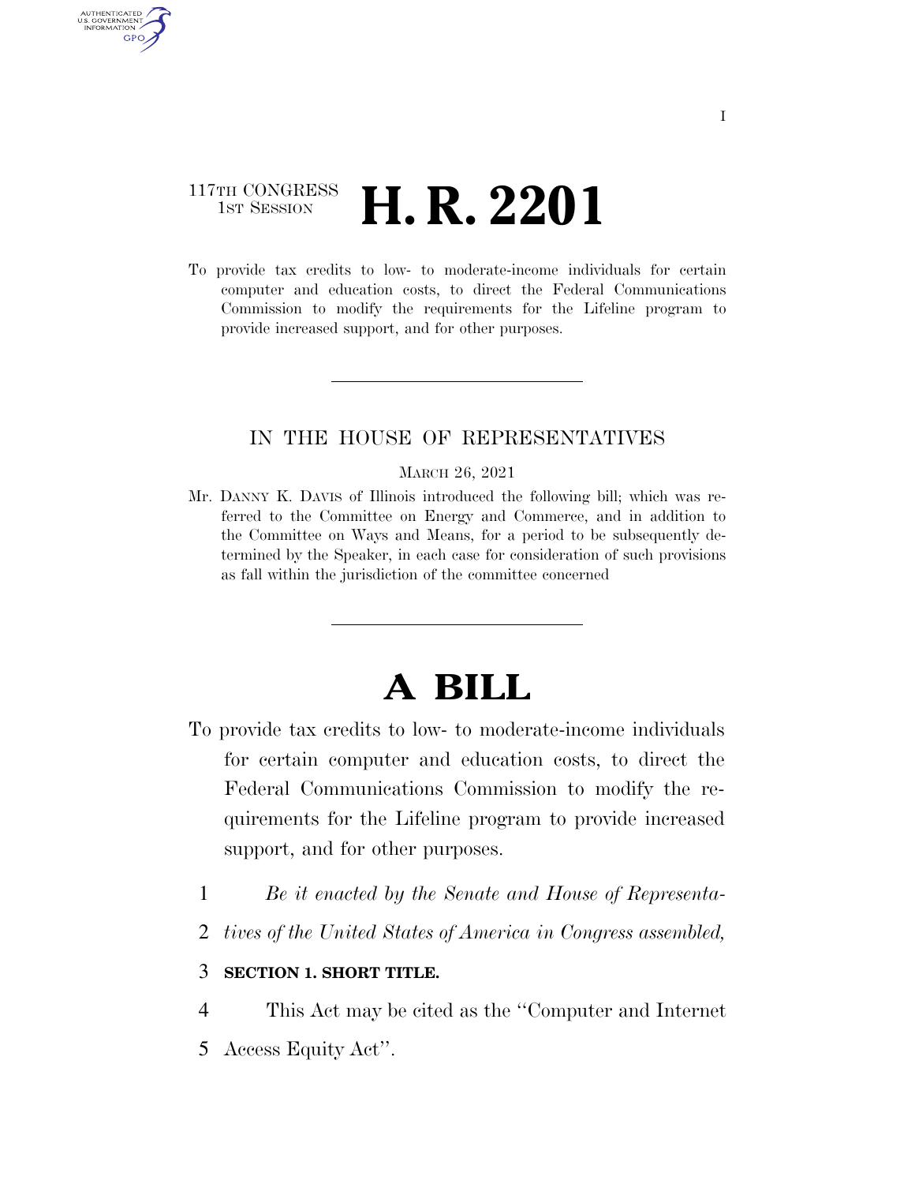117TH CONGRESS
1ST SESSION

# H. R. 2201

To provide tax credits to low- to moderate-income individuals for certain computer and education costs, to direct the Federal Communications Commission to modify the requirements for the Lifeline program to provide increased support, and for other purposes.

IN THE HOUSE OF REPRESENTATIVES

MARCH 26, 2021

Mr. DANNY K. DAVIS of Illinois introduced the following bill; which was referred to the Committee on Energy and Commerce, and in addition to the Committee on Ways and Means, for a period to be subsequently determined by the Speaker, in each case for consideration of such provisions as fall within the jurisdiction of the committee concerned

# A BILL

To provide tax credits to low- to moderate-income individuals for certain computer and education costs, to direct the Federal Communications Commission to modify the requirements for the Lifeline program to provide increased support, and for other purposes.

1 *Be it enacted by the Senate and House of Representa-*
2 *tives of the United States of America in Congress assembled,*

3 **SECTION 1. SHORT TITLE.**

4 This Act may be cited as the ''Computer and Internet
5 Access Equity Act''.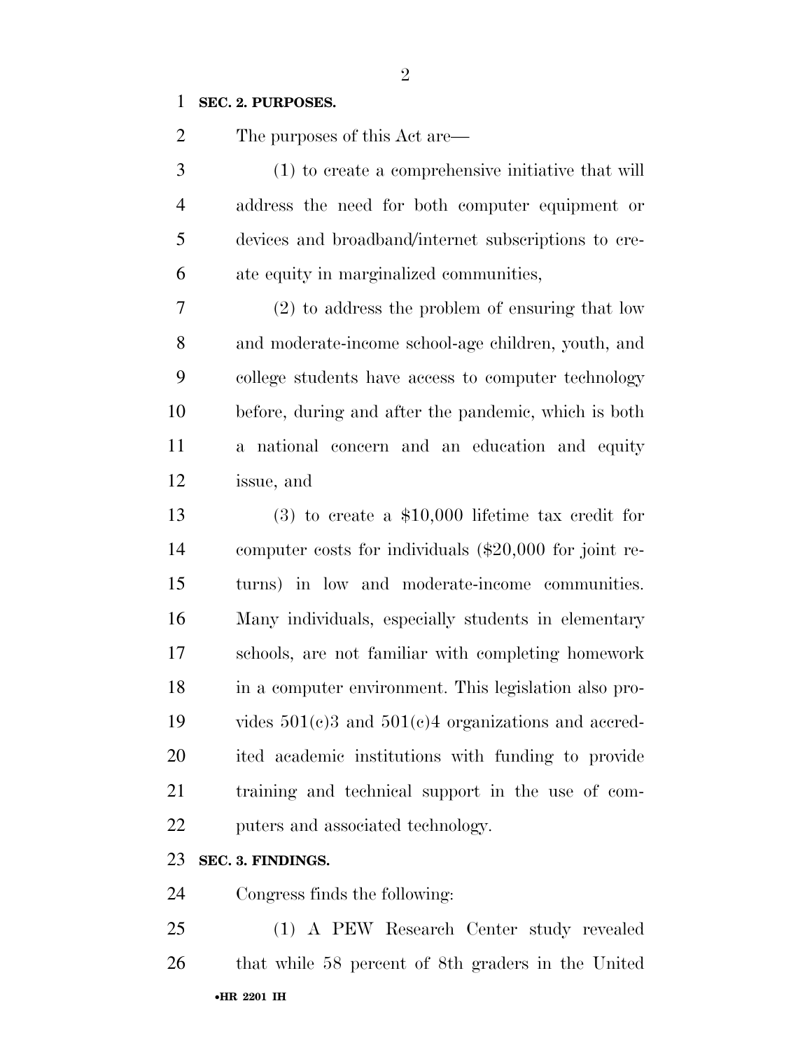**SEC. 2. PURPOSES.**

The purposes of this Act are—

(1) to create a comprehensive initiative that will address the need for both computer equipment or devices and broadband/internet subscriptions to create equity in marginalized communities,

(2) to address the problem of ensuring that low and moderate-income school-age children, youth, and college students have access to computer technology before, during and after the pandemic, which is both a national concern and an education and equity issue, and

(3) to create a $10,000 lifetime tax credit for computer costs for individuals ($20,000 for joint returns) in low and moderate-income communities. Many individuals, especially students in elementary schools, are not familiar with completing homework in a computer environment. This legislation also provides 501(c)3 and 501(c)4 organizations and accredited academic institutions with funding to provide training and technical support in the use of computers and associated technology.

**SEC. 3. FINDINGS.**

Congress finds the following:

(1) A PEW Research Center study revealed that while 58 percent of 8th graders in the United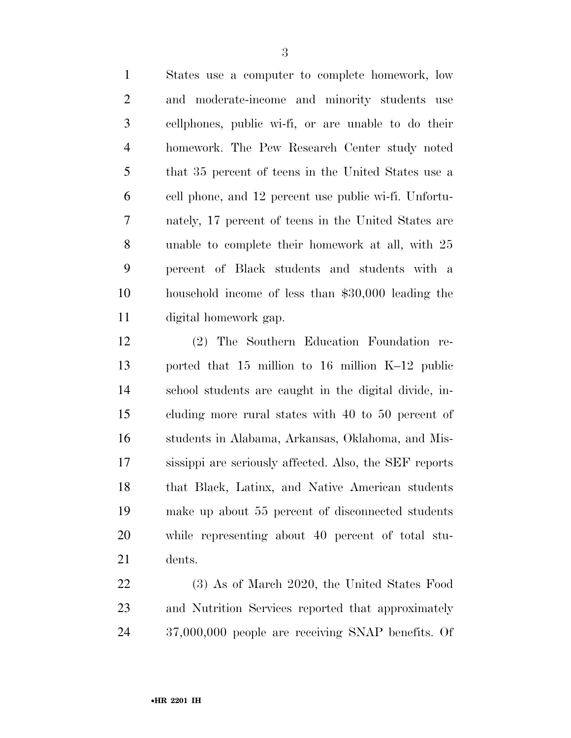States use a computer to complete homework, low and moderate-income and minority students use cellphones, public wi-fi, or are unable to do their homework. The Pew Research Center study noted that 35 percent of teens in the United States use a cell phone, and 12 percent use public wi-fi. Unfortunately, 17 percent of teens in the United States are unable to complete their homework at all, with 25 percent of Black students and students with a household income of less than $30,000 leading the digital homework gap.

(2) The Southern Education Foundation reported that 15 million to 16 million K–12 public school students are caught in the digital divide, including more rural states with 40 to 50 percent of students in Alabama, Arkansas, Oklahoma, and Mississippi are seriously affected. Also, the SEF reports that Black, Latinx, and Native American students make up about 55 percent of disconnected students while representing about 40 percent of total students.

(3) As of March 2020, the United States Food and Nutrition Services reported that approximately 37,000,000 people are receiving SNAP benefits. Of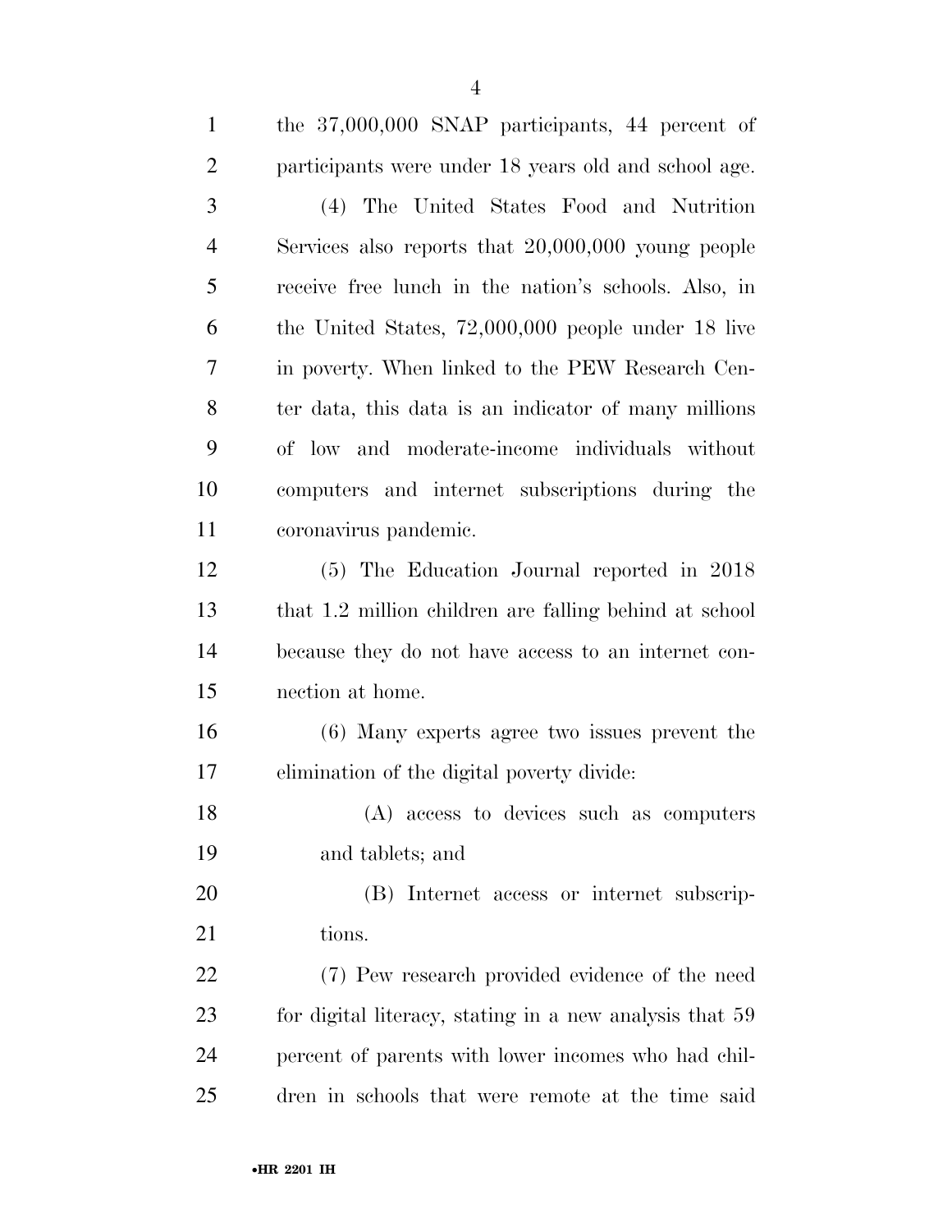the 37,000,000 SNAP participants, 44 percent of participants were under 18 years old and school age.

(4) The United States Food and Nutrition Services also reports that 20,000,000 young people receive free lunch in the nation's schools. Also, in the United States, 72,000,000 people under 18 live in poverty. When linked to the PEW Research Center data, this data is an indicator of many millions of low and moderate-income individuals without computers and internet subscriptions during the coronavirus pandemic.

(5) The Education Journal reported in 2018 that 1.2 million children are falling behind at school because they do not have access to an internet connection at home.

(6) Many experts agree two issues prevent the elimination of the digital poverty divide:

(A) access to devices such as computers and tablets; and

(B) Internet access or internet subscriptions.

(7) Pew research provided evidence of the need for digital literacy, stating in a new analysis that 59 percent of parents with lower incomes who had children in schools that were remote at the time said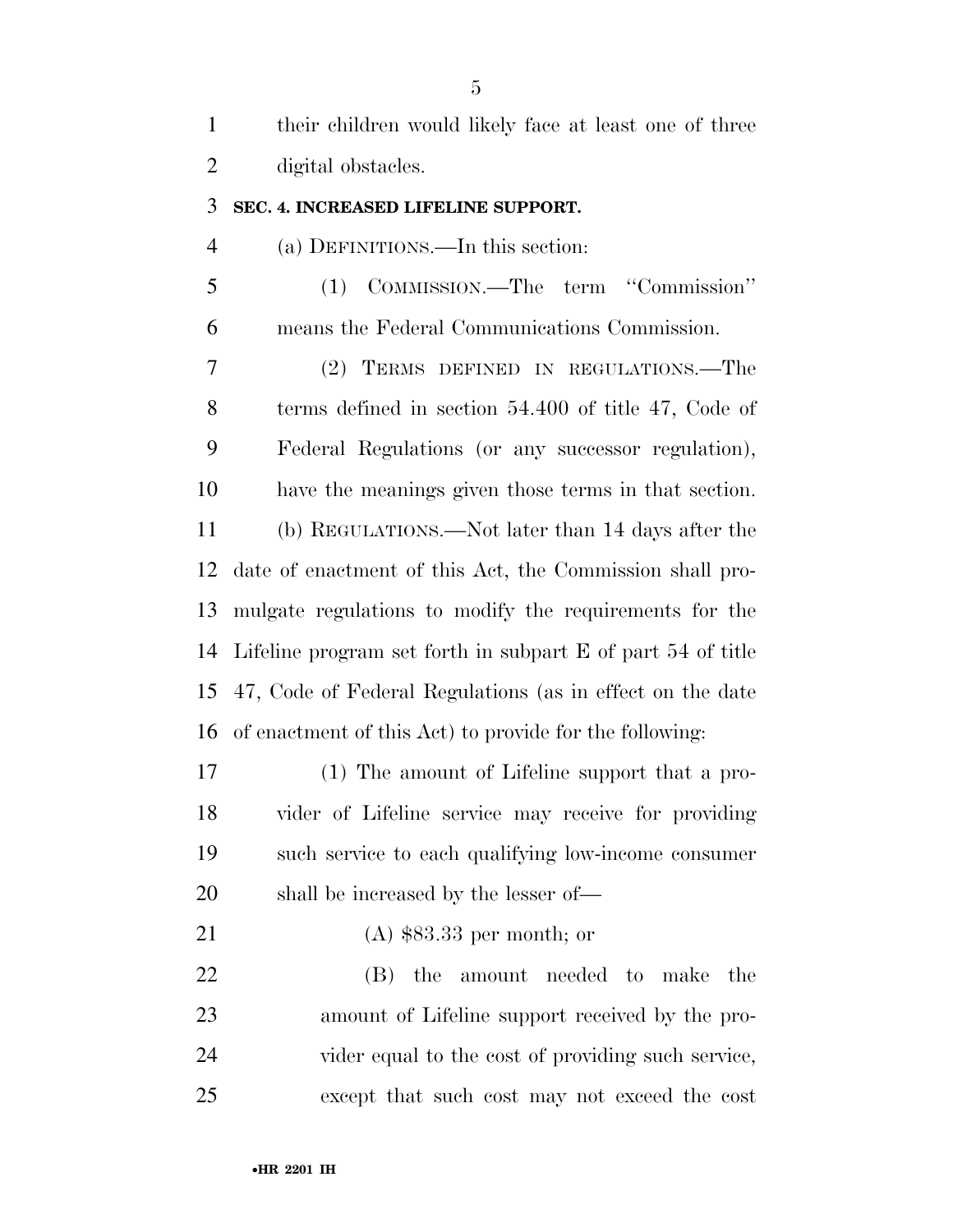their children would likely face at least one of three digital obstacles.

**SEC. 4. INCREASED LIFELINE SUPPORT.**

(a) DEFINITIONS.—In this section:

(1) COMMISSION.—The term "Commission" means the Federal Communications Commission.

(2) TERMS DEFINED IN REGULATIONS.—The terms defined in section 54.400 of title 47, Code of Federal Regulations (or any successor regulation), have the meanings given those terms in that section.

(b) REGULATIONS.—Not later than 14 days after the date of enactment of this Act, the Commission shall promulgate regulations to modify the requirements for the Lifeline program set forth in subpart E of part 54 of title 47, Code of Federal Regulations (as in effect on the date of enactment of this Act) to provide for the following:

(1) The amount of Lifeline support that a provider of Lifeline service may receive for providing such service to each qualifying low-income consumer shall be increased by the lesser of—

(A) $83.33 per month; or

(B) the amount needed to make the amount of Lifeline support received by the provider equal to the cost of providing such service, except that such cost may not exceed the cost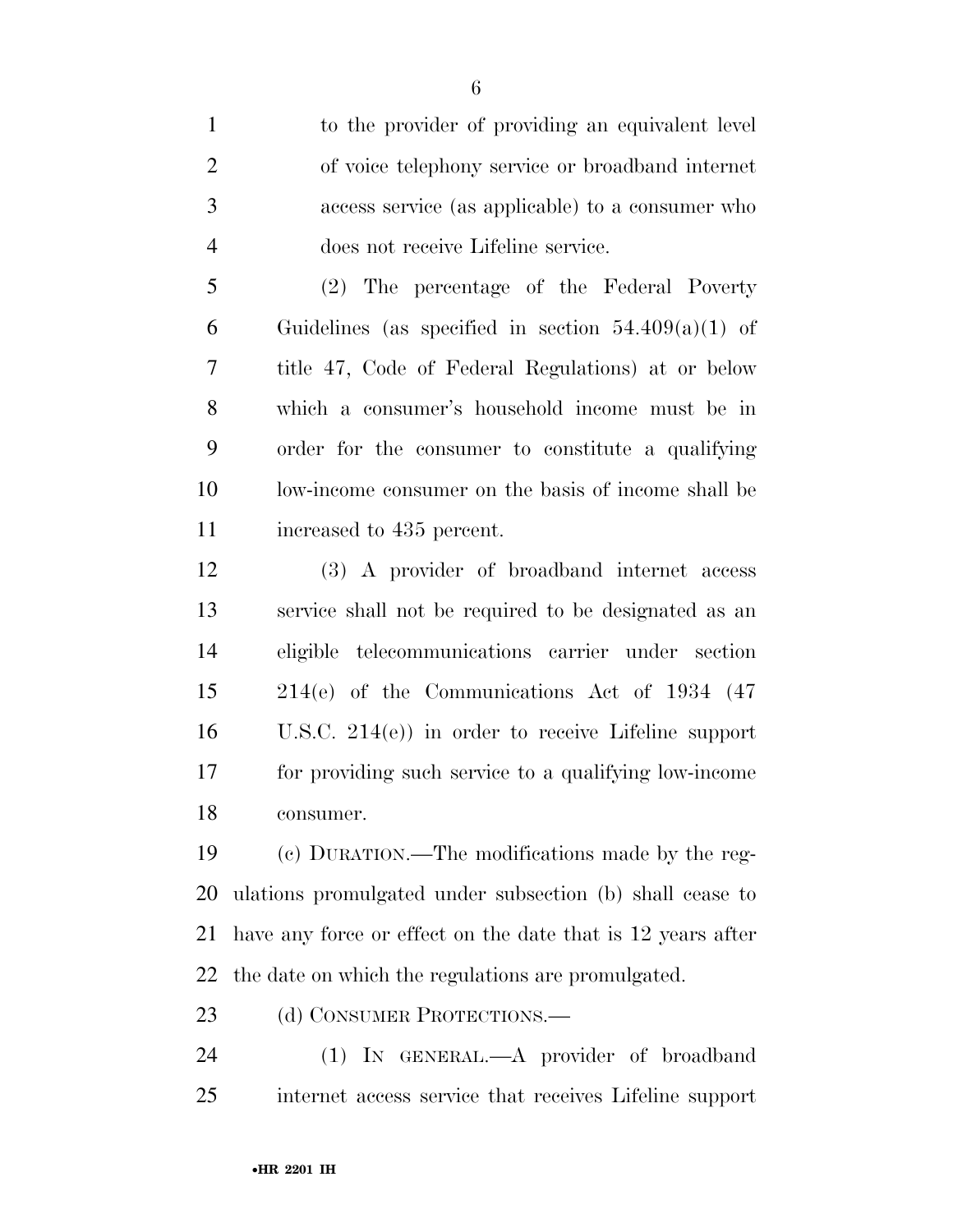to the provider of providing an equivalent level of voice telephony service or broadband internet access service (as applicable) to a consumer who does not receive Lifeline service.

(2) The percentage of the Federal Poverty Guidelines (as specified in section 54.409(a)(1) of title 47, Code of Federal Regulations) at or below which a consumer's household income must be in order for the consumer to constitute a qualifying low-income consumer on the basis of income shall be increased to 435 percent.

(3) A provider of broadband internet access service shall not be required to be designated as an eligible telecommunications carrier under section 214(e) of the Communications Act of 1934 (47 U.S.C. 214(e)) in order to receive Lifeline support for providing such service to a qualifying low-income consumer.

(c) DURATION.—The modifications made by the regulations promulgated under subsection (b) shall cease to have any force or effect on the date that is 12 years after the date on which the regulations are promulgated.

(d) CONSUMER PROTECTIONS.—

(1) IN GENERAL.—A provider of broadband internet access service that receives Lifeline support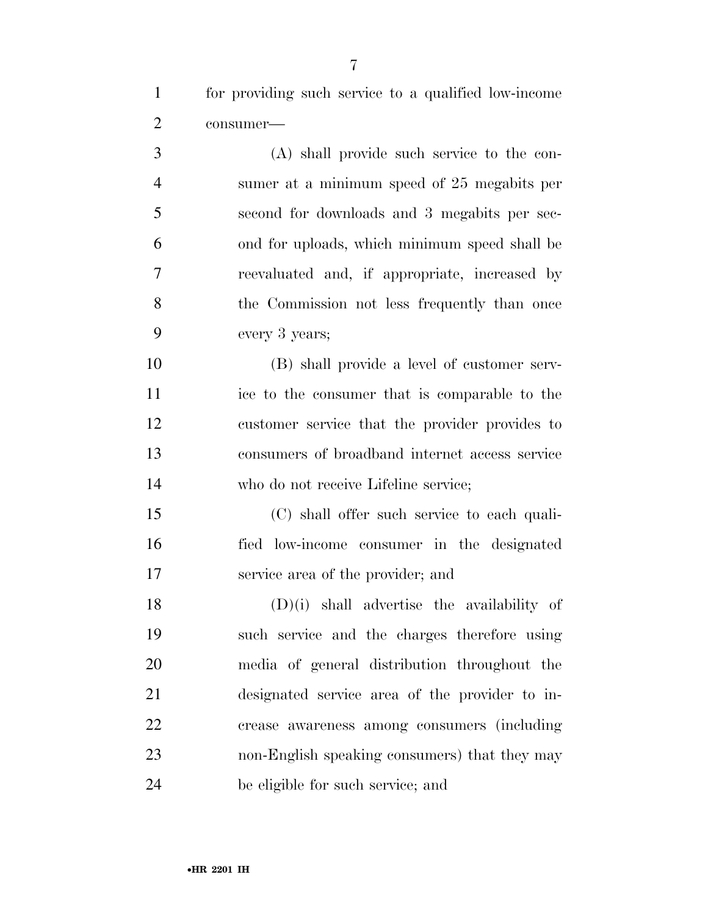for providing such service to a qualified low-income consumer—

(A) shall provide such service to the consumer at a minimum speed of 25 megabits per second for downloads and 3 megabits per second for uploads, which minimum speed shall be reevaluated and, if appropriate, increased by the Commission not less frequently than once every 3 years;

(B) shall provide a level of customer service to the consumer that is comparable to the customer service that the provider provides to consumers of broadband internet access service who do not receive Lifeline service;

(C) shall offer such service to each qualified low-income consumer in the designated service area of the provider; and

(D)(i) shall advertise the availability of such service and the charges therefore using media of general distribution throughout the designated service area of the provider to increase awareness among consumers (including non-English speaking consumers) that they may be eligible for such service; and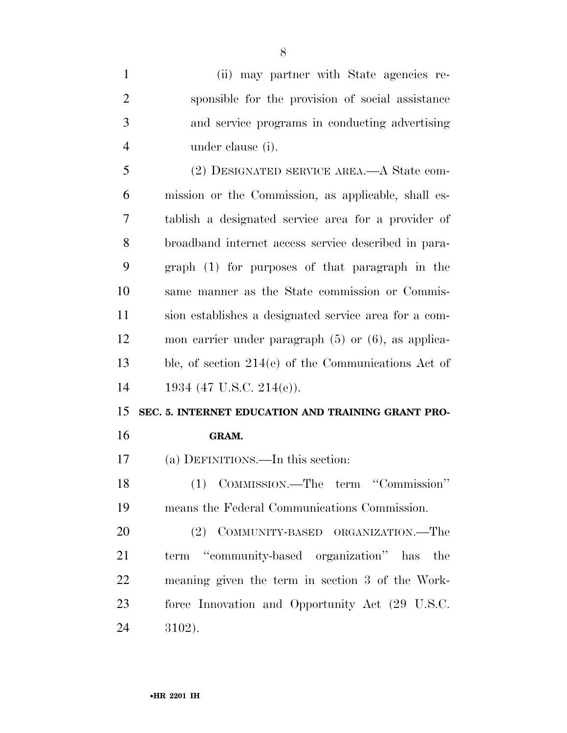(ii) may partner with State agencies responsible for the provision of social assistance and service programs in conducting advertising under clause (i).

(2) DESIGNATED SERVICE AREA.—A State commission or the Commission, as applicable, shall establish a designated service area for a provider of broadband internet access service described in paragraph (1) for purposes of that paragraph in the same manner as the State commission or Commission establishes a designated service area for a common carrier under paragraph (5) or (6), as applicable, of section 214(e) of the Communications Act of 1934 (47 U.S.C. 214(e)).

**SEC. 5. INTERNET EDUCATION AND TRAINING GRANT PROGRAM.**

(a) DEFINITIONS.—In this section:

(1) COMMISSION.—The term "Commission" means the Federal Communications Commission.

(2) COMMUNITY-BASED ORGANIZATION.—The term "community-based organization" has the meaning given the term in section 3 of the Workforce Innovation and Opportunity Act (29 U.S.C. 3102).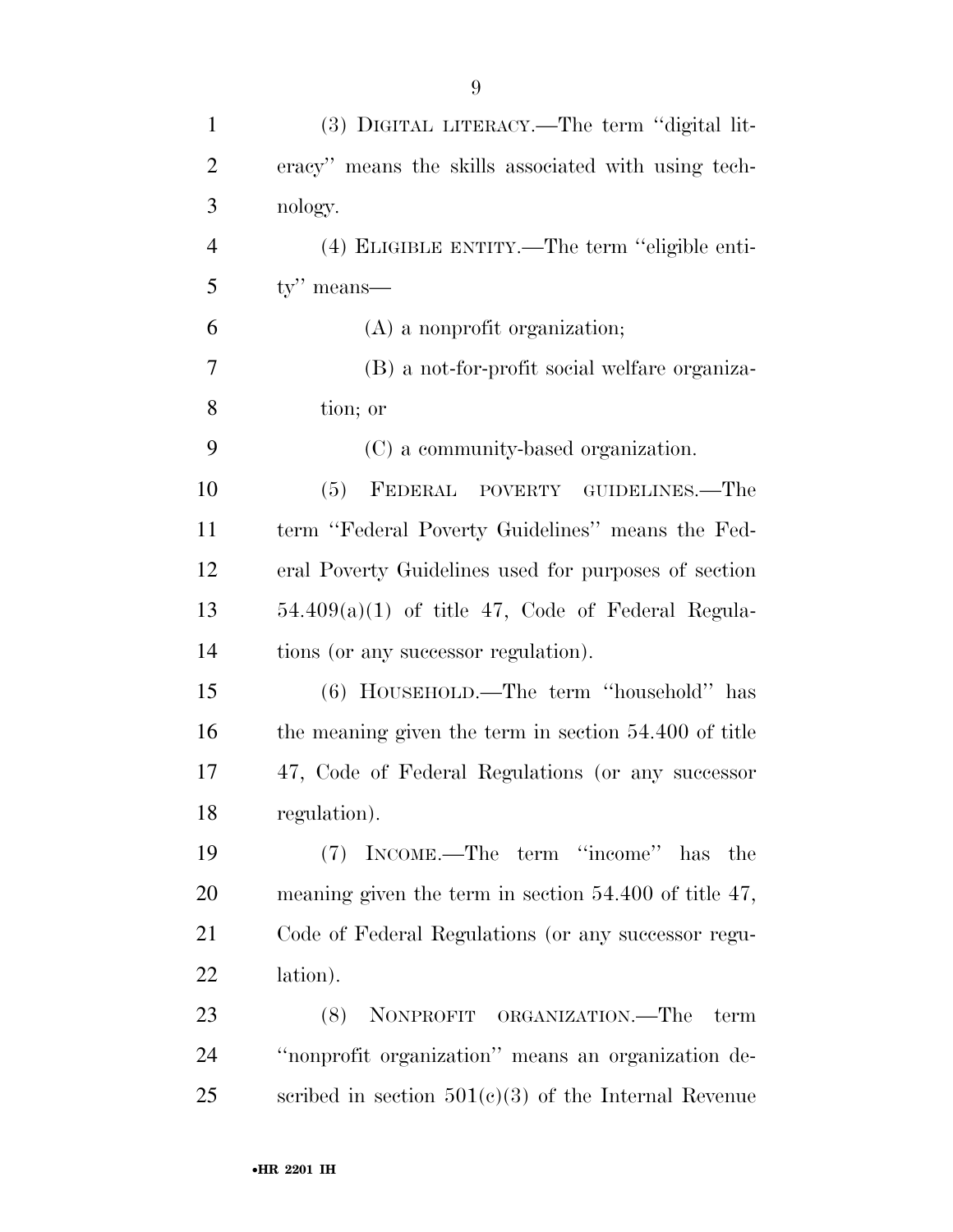(3) DIGITAL LITERACY.—The term ''digital literacy'' means the skills associated with using technology.

(4) ELIGIBLE ENTITY.—The term ''eligible entity'' means—

(A) a nonprofit organization;

(B) a not-for-profit social welfare organization; or

(C) a community-based organization.

(5) FEDERAL POVERTY GUIDELINES.—The term ''Federal Poverty Guidelines'' means the Federal Poverty Guidelines used for purposes of section 54.409(a)(1) of title 47, Code of Federal Regulations (or any successor regulation).

(6) HOUSEHOLD.—The term ''household'' has the meaning given the term in section 54.400 of title 47, Code of Federal Regulations (or any successor regulation).

(7) INCOME.—The term ''income'' has the meaning given the term in section 54.400 of title 47, Code of Federal Regulations (or any successor regulation).

(8) NONPROFIT ORGANIZATION.—The term ''nonprofit organization'' means an organization described in section 501(c)(3) of the Internal Revenue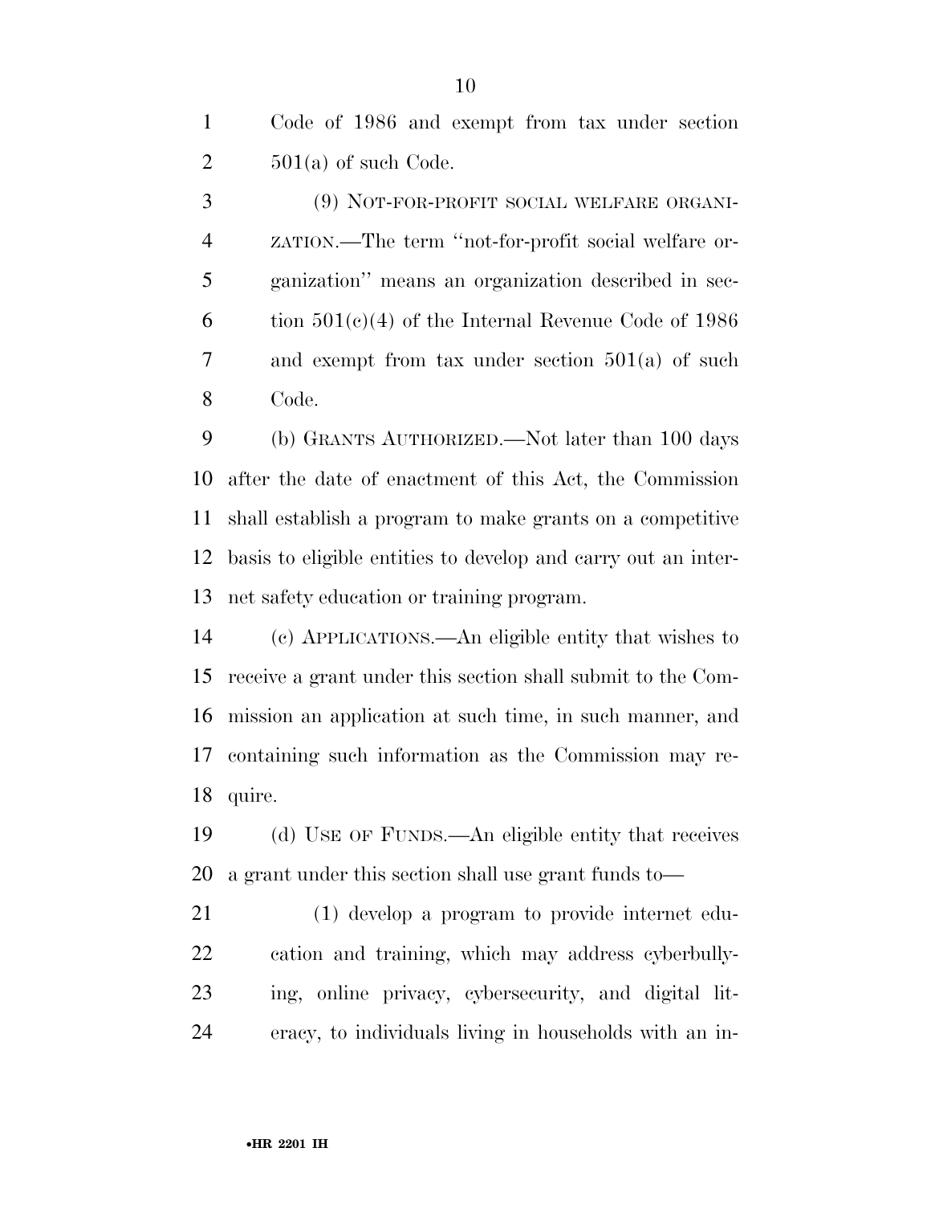Code of 1986 and exempt from tax under section 501(a) of such Code.

(9) NOT-FOR-PROFIT SOCIAL WELFARE ORGANIZATION.—The term ''not-for-profit social welfare organization'' means an organization described in section 501(c)(4) of the Internal Revenue Code of 1986 and exempt from tax under section 501(a) of such Code.

(b) GRANTS AUTHORIZED.—Not later than 100 days after the date of enactment of this Act, the Commission shall establish a program to make grants on a competitive basis to eligible entities to develop and carry out an internet safety education or training program.

(c) APPLICATIONS.—An eligible entity that wishes to receive a grant under this section shall submit to the Commission an application at such time, in such manner, and containing such information as the Commission may require.

(d) USE OF FUNDS.—An eligible entity that receives a grant under this section shall use grant funds to—

(1) develop a program to provide internet education and training, which may address cyberbullying, online privacy, cybersecurity, and digital literacy, to individuals living in households with an in-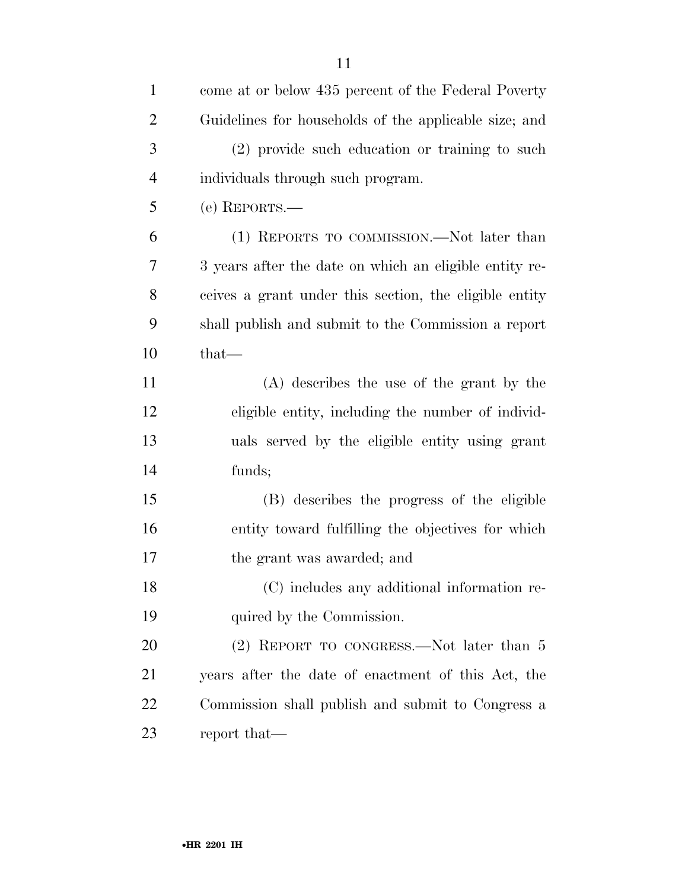come at or below 435 percent of the Federal Poverty Guidelines for households of the applicable size; and

(2) provide such education or training to such individuals through such program.

(e) REPORTS.—

(1) REPORTS TO COMMISSION.—Not later than 3 years after the date on which an eligible entity receives a grant under this section, the eligible entity shall publish and submit to the Commission a report that—

(A) describes the use of the grant by the eligible entity, including the number of individuals served by the eligible entity using grant funds;

(B) describes the progress of the eligible entity toward fulfilling the objectives for which the grant was awarded; and

(C) includes any additional information required by the Commission.

(2) REPORT TO CONGRESS.—Not later than 5 years after the date of enactment of this Act, the Commission shall publish and submit to Congress a report that—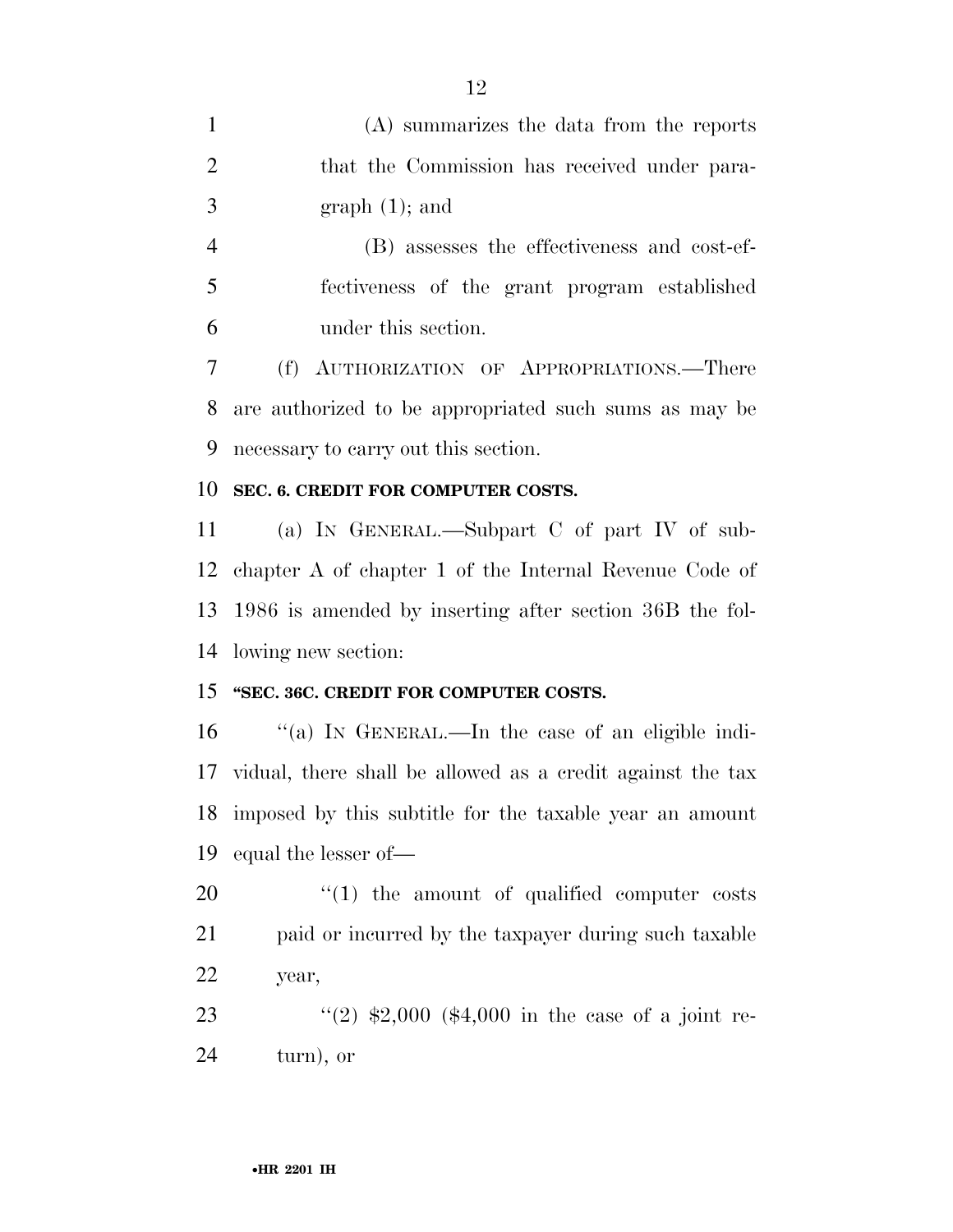(A) summarizes the data from the reports that the Commission has received under paragraph (1); and

(B) assesses the effectiveness and cost-effectiveness of the grant program established under this section.

(f) AUTHORIZATION OF APPROPRIATIONS.—There are authorized to be appropriated such sums as may be necessary to carry out this section.

**SEC. 6. CREDIT FOR COMPUTER COSTS.**

(a) IN GENERAL.—Subpart C of part IV of subchapter A of chapter 1 of the Internal Revenue Code of 1986 is amended by inserting after section 36B the following new section:

**"SEC. 36C. CREDIT FOR COMPUTER COSTS.**

"(a) IN GENERAL.—In the case of an eligible individual, there shall be allowed as a credit against the tax imposed by this subtitle for the taxable year an amount equal the lesser of—

"(1) the amount of qualified computer costs paid or incurred by the taxpayer during such taxable year,

"(2) $2,000 ($4,000 in the case of a joint return), or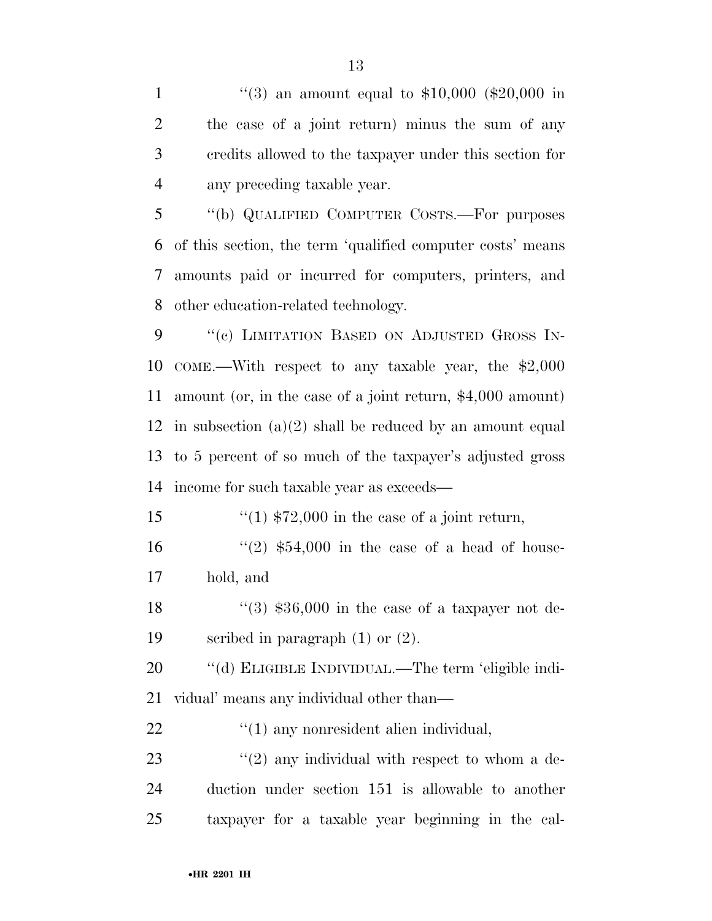"(3) an amount equal to $10,000 ($20,000 in the case of a joint return) minus the sum of any credits allowed to the taxpayer under this section for any preceding taxable year.

"(b) QUALIFIED COMPUTER COSTS.—For purposes of this section, the term 'qualified computer costs' means amounts paid or incurred for computers, printers, and other education-related technology.

"(c) LIMITATION BASED ON ADJUSTED GROSS INCOME.—With respect to any taxable year, the $2,000 amount (or, in the case of a joint return, $4,000 amount) in subsection (a)(2) shall be reduced by an amount equal to 5 percent of so much of the taxpayer's adjusted gross income for such taxable year as exceeds—

"(1) $72,000 in the case of a joint return,

"(2) $54,000 in the case of a head of household, and

"(3) $36,000 in the case of a taxpayer not described in paragraph (1) or (2).

"(d) ELIGIBLE INDIVIDUAL.—The term 'eligible individual' means any individual other than—

"(1) any nonresident alien individual,

"(2) any individual with respect to whom a deduction under section 151 is allowable to another taxpayer for a taxable year beginning in the cal-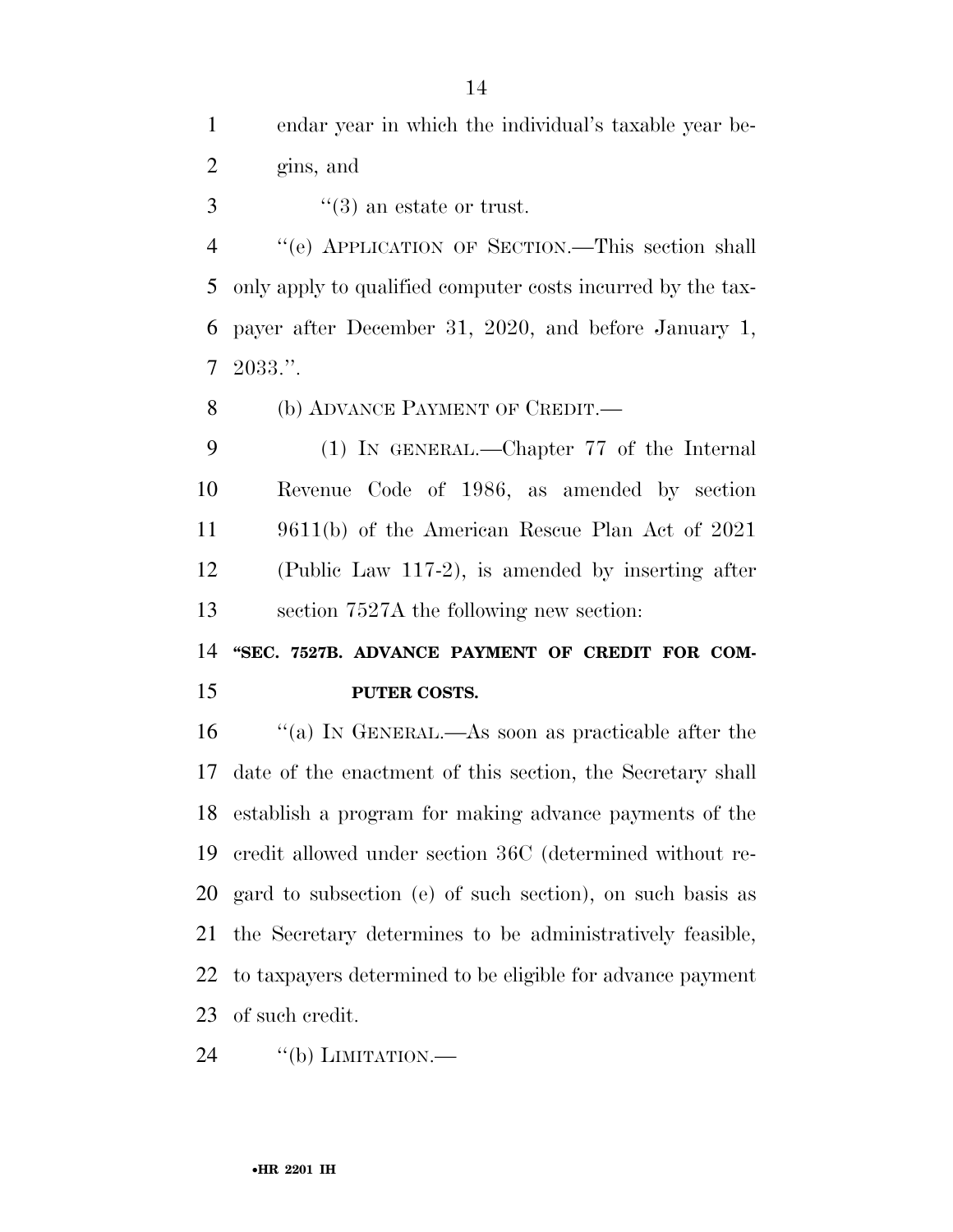endar year in which the individual's taxable year begins, and

''(3) an estate or trust.

''(e) APPLICATION OF SECTION.—This section shall only apply to qualified computer costs incurred by the taxpayer after December 31, 2020, and before January 1, 2033.''.

(b) ADVANCE PAYMENT OF CREDIT.—

(1) IN GENERAL.—Chapter 77 of the Internal Revenue Code of 1986, as amended by section 9611(b) of the American Rescue Plan Act of 2021 (Public Law 117-2), is amended by inserting after section 7527A the following new section:

**''SEC. 7527B. ADVANCE PAYMENT OF CREDIT FOR COMPUTER COSTS.**

''(a) IN GENERAL.—As soon as practicable after the date of the enactment of this section, the Secretary shall establish a program for making advance payments of the credit allowed under section 36C (determined without regard to subsection (e) of such section), on such basis as the Secretary determines to be administratively feasible, to taxpayers determined to be eligible for advance payment of such credit.

''(b) LIMITATION.—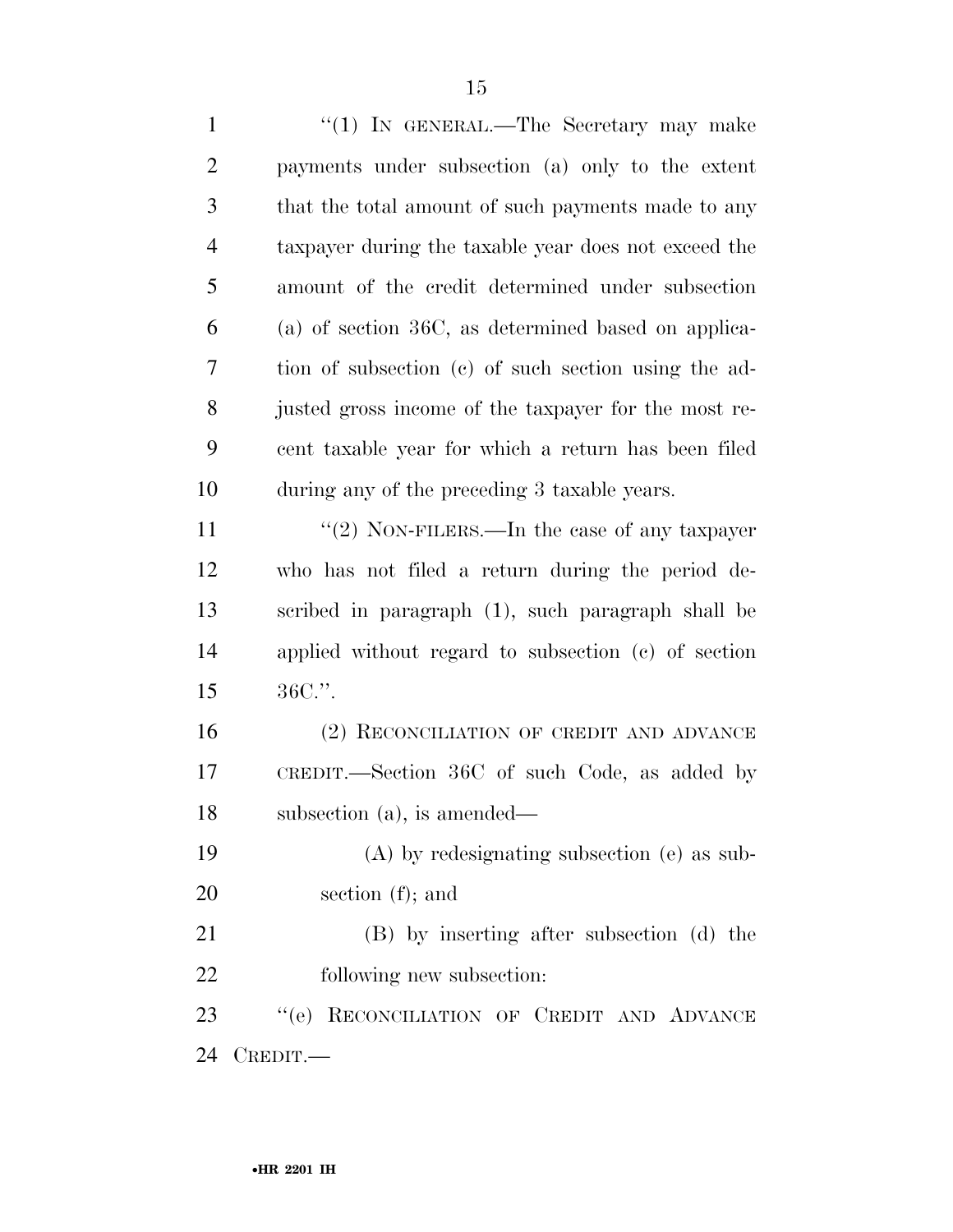"(1) IN GENERAL.—The Secretary may make payments under subsection (a) only to the extent that the total amount of such payments made to any taxpayer during the taxable year does not exceed the amount of the credit determined under subsection (a) of section 36C, as determined based on application of subsection (c) of such section using the adjusted gross income of the taxpayer for the most recent taxable year for which a return has been filed during any of the preceding 3 taxable years.

"(2) NON-FILERS.—In the case of any taxpayer who has not filed a return during the period described in paragraph (1), such paragraph shall be applied without regard to subsection (c) of section 36C.".

(2) RECONCILIATION OF CREDIT AND ADVANCE CREDIT.—Section 36C of such Code, as added by subsection (a), is amended—

(A) by redesignating subsection (e) as subsection (f); and

(B) by inserting after subsection (d) the following new subsection:

"(e) RECONCILIATION OF CREDIT AND ADVANCE CREDIT.—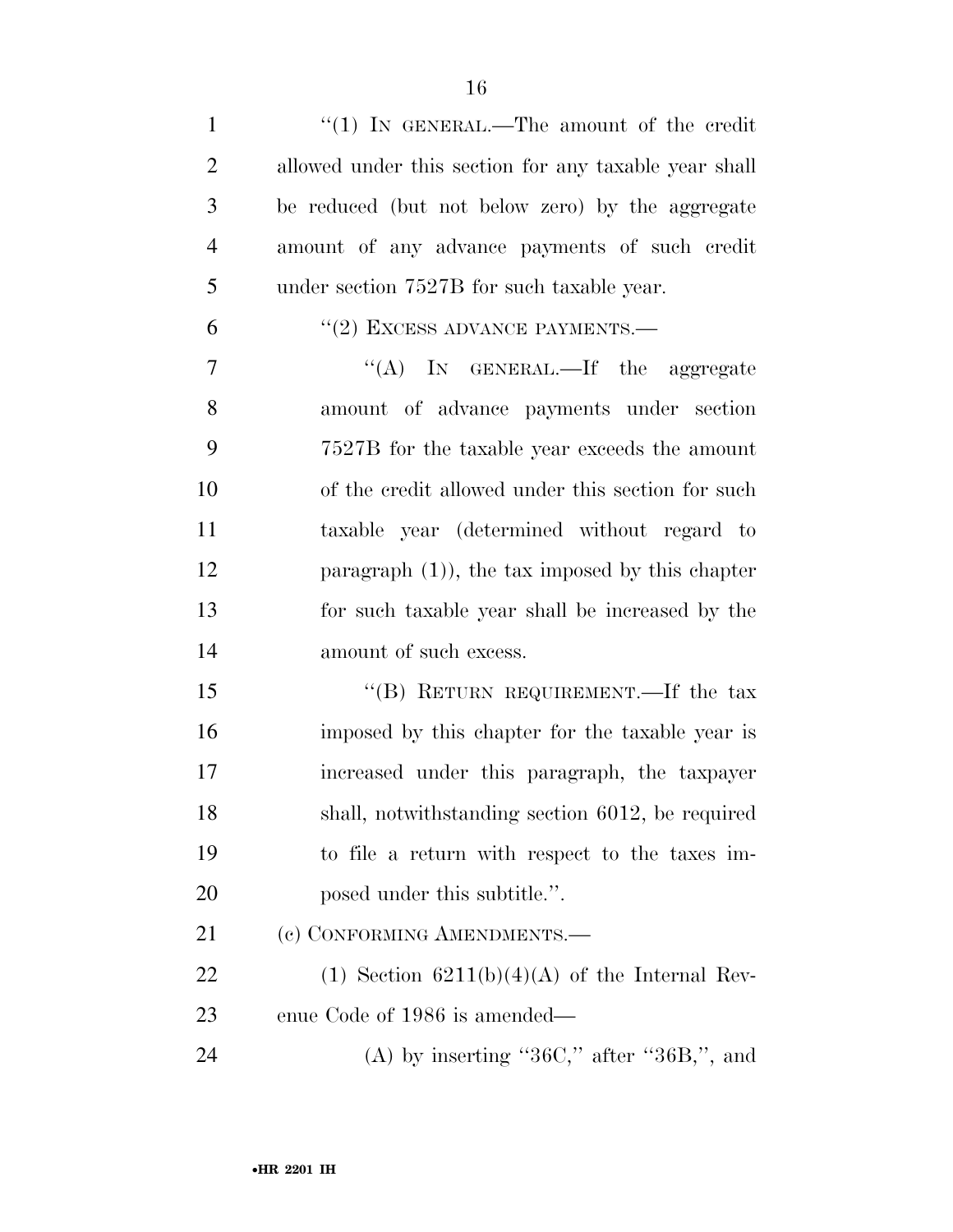"(1) IN GENERAL.—The amount of the credit allowed under this section for any taxable year shall be reduced (but not below zero) by the aggregate amount of any advance payments of such credit under section 7527B for such taxable year.

"(2) EXCESS ADVANCE PAYMENTS.—

"(A) IN GENERAL.—If the aggregate amount of advance payments under section 7527B for the taxable year exceeds the amount of the credit allowed under this section for such taxable year (determined without regard to paragraph (1)), the tax imposed by this chapter for such taxable year shall be increased by the amount of such excess.

"(B) RETURN REQUIREMENT.—If the tax imposed by this chapter for the taxable year is increased under this paragraph, the taxpayer shall, notwithstanding section 6012, be required to file a return with respect to the taxes imposed under this subtitle.".

(c) CONFORMING AMENDMENTS.—

(1) Section 6211(b)(4)(A) of the Internal Revenue Code of 1986 is amended—

(A) by inserting "36C," after "36B,", and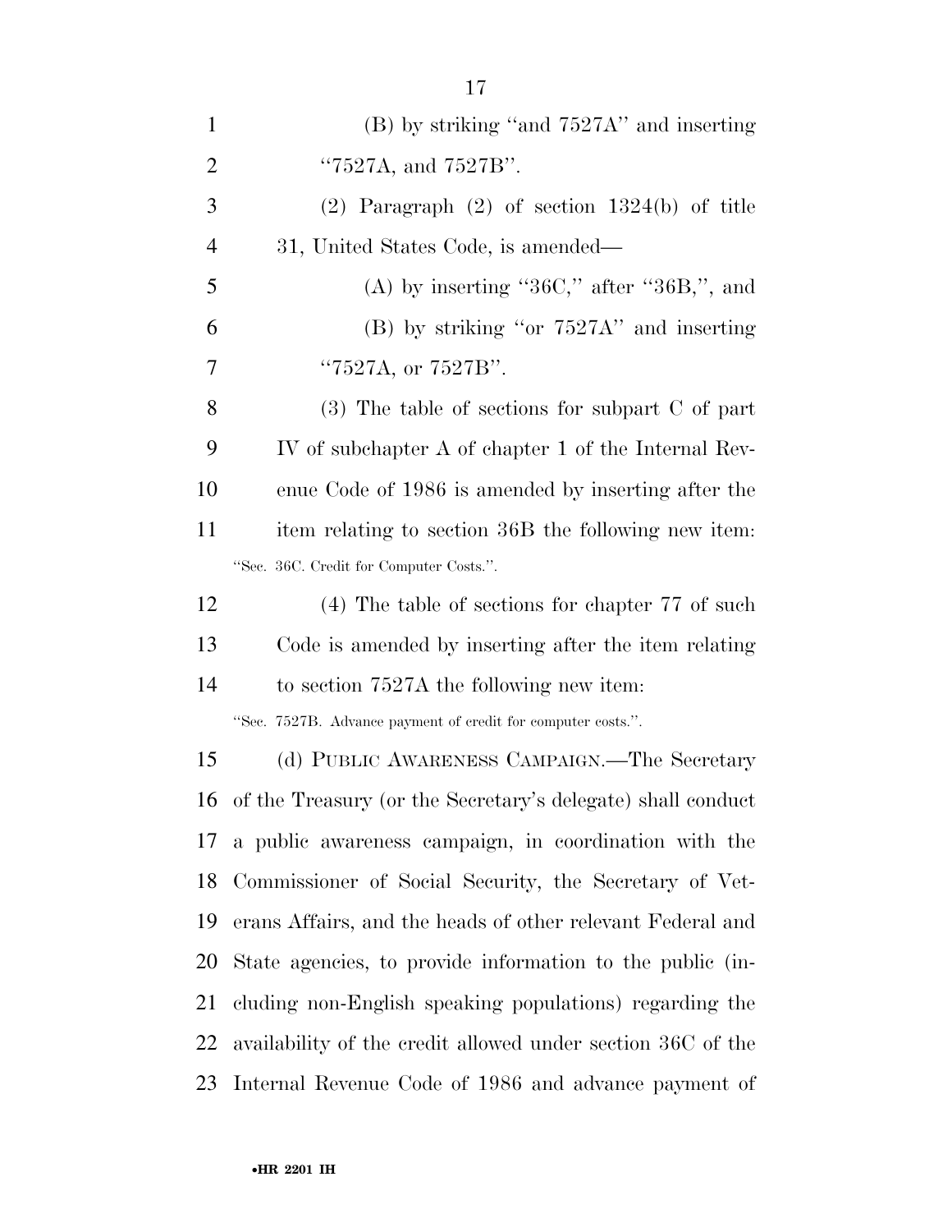(B) by striking "and 7527A" and inserting "7527A, and 7527B".

(2) Paragraph (2) of section 1324(b) of title 31, United States Code, is amended—

(A) by inserting "36C," after "36B,", and

(B) by striking "or 7527A" and inserting "7527A, or 7527B".

(3) The table of sections for subpart C of part IV of subchapter A of chapter 1 of the Internal Revenue Code of 1986 is amended by inserting after the item relating to section 36B the following new item:

"Sec. 36C. Credit for Computer Costs.".

(4) The table of sections for chapter 77 of such Code is amended by inserting after the item relating to section 7527A the following new item:

"Sec. 7527B. Advance payment of credit for computer costs.".

(d) PUBLIC AWARENESS CAMPAIGN.—The Secretary of the Treasury (or the Secretary's delegate) shall conduct a public awareness campaign, in coordination with the Commissioner of Social Security, the Secretary of Veterans Affairs, and the heads of other relevant Federal and State agencies, to provide information to the public (including non-English speaking populations) regarding the availability of the credit allowed under section 36C of the Internal Revenue Code of 1986 and advance payment of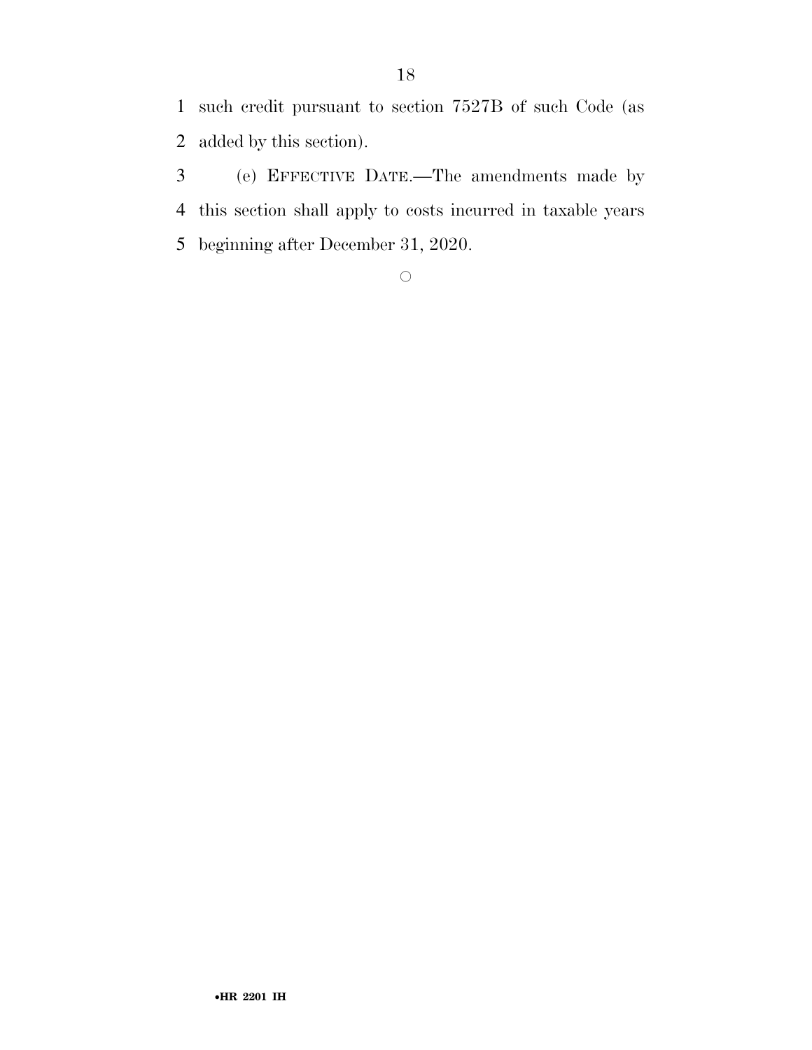such credit pursuant to section 7527B of such Code (as added by this section).

(e) EFFECTIVE DATE.—The amendments made by this section shall apply to costs incurred in taxable years beginning after December 31, 2020.

○